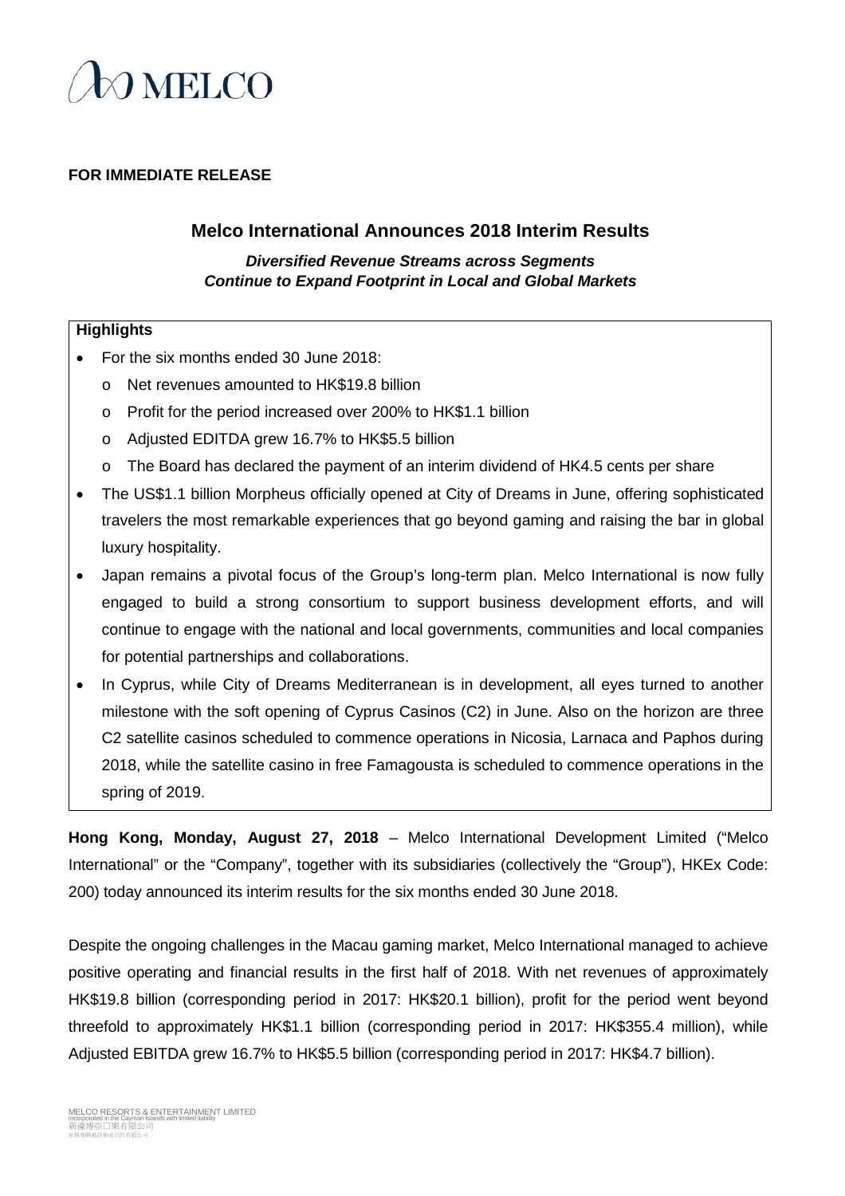**FOR IMMEDIATE RELEASE**

# Melco International Announces 2018 Interim Results

***Diversified Revenue Streams across Segments***
***Continue to Expand Footprint in Local and Global Markets***

**Highlights**

- For the six months ended 30 June 2018:
  - Net revenues amounted to HK$19.8 billion
  - Profit for the period increased over 200% to HK$1.1 billion
  - Adjusted EDITDA grew 16.7% to HK$5.5 billion
  - The Board has declared the payment of an interim dividend of HK4.5 cents per share
- The US$1.1 billion Morpheus officially opened at City of Dreams in June, offering sophisticated travelers the most remarkable experiences that go beyond gaming and raising the bar in global luxury hospitality.
- Japan remains a pivotal focus of the Group's long-term plan. Melco International is now fully engaged to build a strong consortium to support business development efforts, and will continue to engage with the national and local governments, communities and local companies for potential partnerships and collaborations.
- In Cyprus, while City of Dreams Mediterranean is in development, all eyes turned to another milestone with the soft opening of Cyprus Casinos (C2) in June. Also on the horizon are three C2 satellite casinos scheduled to commence operations in Nicosia, Larnaca and Paphos during 2018, while the satellite casino in free Famagousta is scheduled to commence operations in the spring of 2019.

**Hong Kong, Monday, August 27, 2018** – Melco International Development Limited ("Melco International" or the "Company", together with its subsidiaries (collectively the "Group"), HKEx Code: 200) today announced its interim results for the six months ended 30 June 2018.

Despite the ongoing challenges in the Macau gaming market, Melco International managed to achieve positive operating and financial results in the first half of 2018. With net revenues of approximately HK$19.8 billion (corresponding period in 2017: HK$20.1 billion), profit for the period went beyond threefold to approximately HK$1.1 billion (corresponding period in 2017: HK$355.4 million), while Adjusted EBITDA grew 16.7% to HK$5.5 billion (corresponding period in 2017: HK$4.7 billion).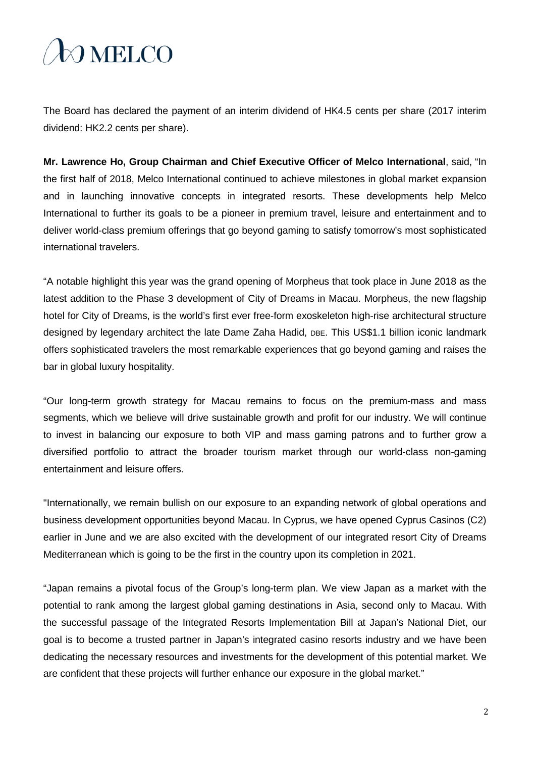The Board has declared the payment of an interim dividend of HK4.5 cents per share (2017 interim dividend: HK2.2 cents per share).

**Mr. Lawrence Ho, Group Chairman and Chief Executive Officer of Melco International**, said, "In the first half of 2018, Melco International continued to achieve milestones in global market expansion and in launching innovative concepts in integrated resorts. These developments help Melco International to further its goals to be a pioneer in premium travel, leisure and entertainment and to deliver world-class premium offerings that go beyond gaming to satisfy tomorrow's most sophisticated international travelers.

"A notable highlight this year was the grand opening of Morpheus that took place in June 2018 as the latest addition to the Phase 3 development of City of Dreams in Macau. Morpheus, the new flagship hotel for City of Dreams, is the world's first ever free-form exoskeleton high-rise architectural structure designed by legendary architect the late Dame Zaha Hadid, DBE. This US$1.1 billion iconic landmark offers sophisticated travelers the most remarkable experiences that go beyond gaming and raises the bar in global luxury hospitality.

"Our long-term growth strategy for Macau remains to focus on the premium-mass and mass segments, which we believe will drive sustainable growth and profit for our industry. We will continue to invest in balancing our exposure to both VIP and mass gaming patrons and to further grow a diversified portfolio to attract the broader tourism market through our world-class non-gaming entertainment and leisure offers.

"Internationally, we remain bullish on our exposure to an expanding network of global operations and business development opportunities beyond Macau. In Cyprus, we have opened Cyprus Casinos (C2) earlier in June and we are also excited with the development of our integrated resort City of Dreams Mediterranean which is going to be the first in the country upon its completion in 2021.

"Japan remains a pivotal focus of the Group's long-term plan. We view Japan as a market with the potential to rank among the largest global gaming destinations in Asia, second only to Macau. With the successful passage of the Integrated Resorts Implementation Bill at Japan's National Diet, our goal is to become a trusted partner in Japan's integrated casino resorts industry and we have been dedicating the necessary resources and investments for the development of this potential market. We are confident that these projects will further enhance our exposure in the global market."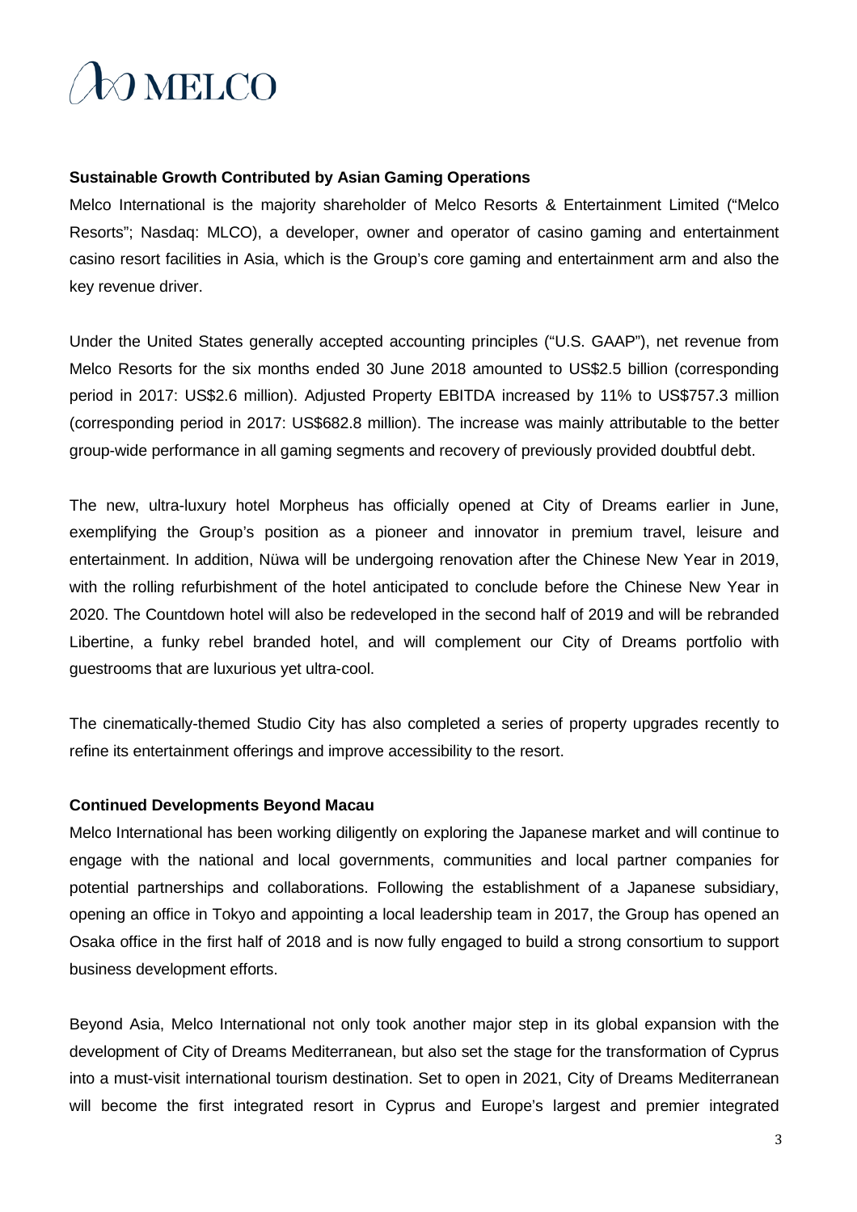**Sustainable Growth Contributed by Asian Gaming Operations**

Melco International is the majority shareholder of Melco Resorts & Entertainment Limited ("Melco Resorts"; Nasdaq: MLCO), a developer, owner and operator of casino gaming and entertainment casino resort facilities in Asia, which is the Group's core gaming and entertainment arm and also the key revenue driver.

Under the United States generally accepted accounting principles ("U.S. GAAP"), net revenue from Melco Resorts for the six months ended 30 June 2018 amounted to US$2.5 billion (corresponding period in 2017: US$2.6 million). Adjusted Property EBITDA increased by 11% to US$757.3 million (corresponding period in 2017: US$682.8 million). The increase was mainly attributable to the better group-wide performance in all gaming segments and recovery of previously provided doubtful debt.

The new, ultra-luxury hotel Morpheus has officially opened at City of Dreams earlier in June, exemplifying the Group's position as a pioneer and innovator in premium travel, leisure and entertainment. In addition, Nüwa will be undergoing renovation after the Chinese New Year in 2019, with the rolling refurbishment of the hotel anticipated to conclude before the Chinese New Year in 2020. The Countdown hotel will also be redeveloped in the second half of 2019 and will be rebranded Libertine, a funky rebel branded hotel, and will complement our City of Dreams portfolio with guestrooms that are luxurious yet ultra-cool.

The cinematically-themed Studio City has also completed a series of property upgrades recently to refine its entertainment offerings and improve accessibility to the resort.

**Continued Developments Beyond Macau**

Melco International has been working diligently on exploring the Japanese market and will continue to engage with the national and local governments, communities and local partner companies for potential partnerships and collaborations. Following the establishment of a Japanese subsidiary, opening an office in Tokyo and appointing a local leadership team in 2017, the Group has opened an Osaka office in the first half of 2018 and is now fully engaged to build a strong consortium to support business development efforts.

Beyond Asia, Melco International not only took another major step in its global expansion with the development of City of Dreams Mediterranean, but also set the stage for the transformation of Cyprus into a must-visit international tourism destination. Set to open in 2021, City of Dreams Mediterranean will become the first integrated resort in Cyprus and Europe's largest and premier integrated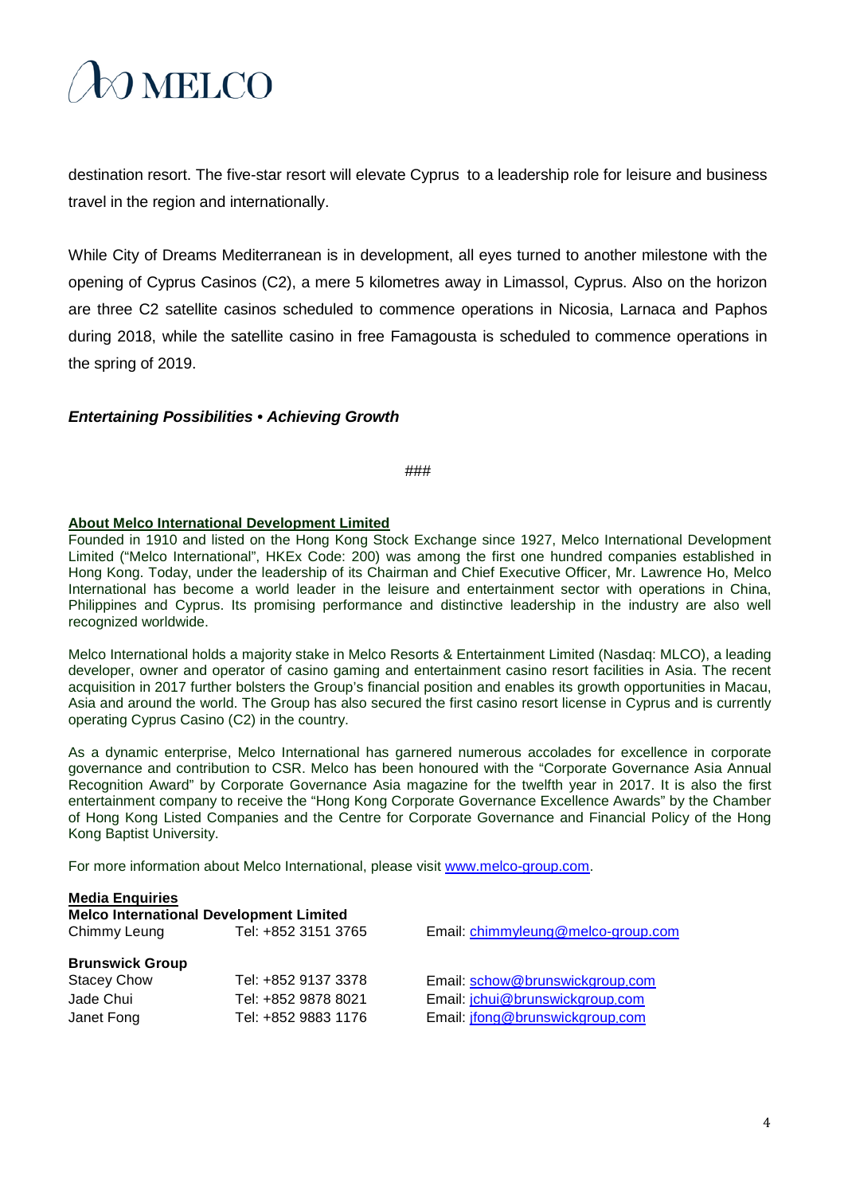destination resort. The five-star resort will elevate Cyprus to a leadership role for leisure and business travel in the region and internationally.

While City of Dreams Mediterranean is in development, all eyes turned to another milestone with the opening of Cyprus Casinos (C2), a mere 5 kilometres away in Limassol, Cyprus. Also on the horizon are three C2 satellite casinos scheduled to commence operations in Nicosia, Larnaca and Paphos during 2018, while the satellite casino in free Famagousta is scheduled to commence operations in the spring of 2019.

***Entertaining Possibilities • Achieving Growth***

###

**About Melco International Development Limited**

Founded in 1910 and listed on the Hong Kong Stock Exchange since 1927, Melco International Development Limited ("Melco International", HKEx Code: 200) was among the first one hundred companies established in Hong Kong. Today, under the leadership of its Chairman and Chief Executive Officer, Mr. Lawrence Ho, Melco International has become a world leader in the leisure and entertainment sector with operations in China, Philippines and Cyprus. Its promising performance and distinctive leadership in the industry are also well recognized worldwide.

Melco International holds a majority stake in Melco Resorts & Entertainment Limited (Nasdaq: MLCO), a leading developer, owner and operator of casino gaming and entertainment casino resort facilities in Asia. The recent acquisition in 2017 further bolsters the Group's financial position and enables its growth opportunities in Macau, Asia and around the world. The Group has also secured the first casino resort license in Cyprus and is currently operating Cyprus Casino (C2) in the country.

As a dynamic enterprise, Melco International has garnered numerous accolades for excellence in corporate governance and contribution to CSR. Melco has been honoured with the "Corporate Governance Asia Annual Recognition Award" by Corporate Governance Asia magazine for the twelfth year in 2017. It is also the first entertainment company to receive the "Hong Kong Corporate Governance Excellence Awards" by the Chamber of Hong Kong Listed Companies and the Centre for Corporate Governance and Financial Policy of the Hong Kong Baptist University.

For more information about Melco International, please visit www.melco-group.com.

**Media Enquiries**

**Melco International Development Limited**

| | | |
|---|---|---|
| Chimmy Leung | Tel: +852 3151 3765 | Email: chimmyleung@melco-group.com |

**Brunswick Group**

| | | |
|---|---|---|
| Stacey Chow | Tel: +852 9137 3378 | Email: schow@brunswickgroup.com |
| Jade Chui | Tel: +852 9878 8021 | Email: jchui@brunswickgroup.com |
| Janet Fong | Tel: +852 9883 1176 | Email: jfong@brunswickgroup.com |